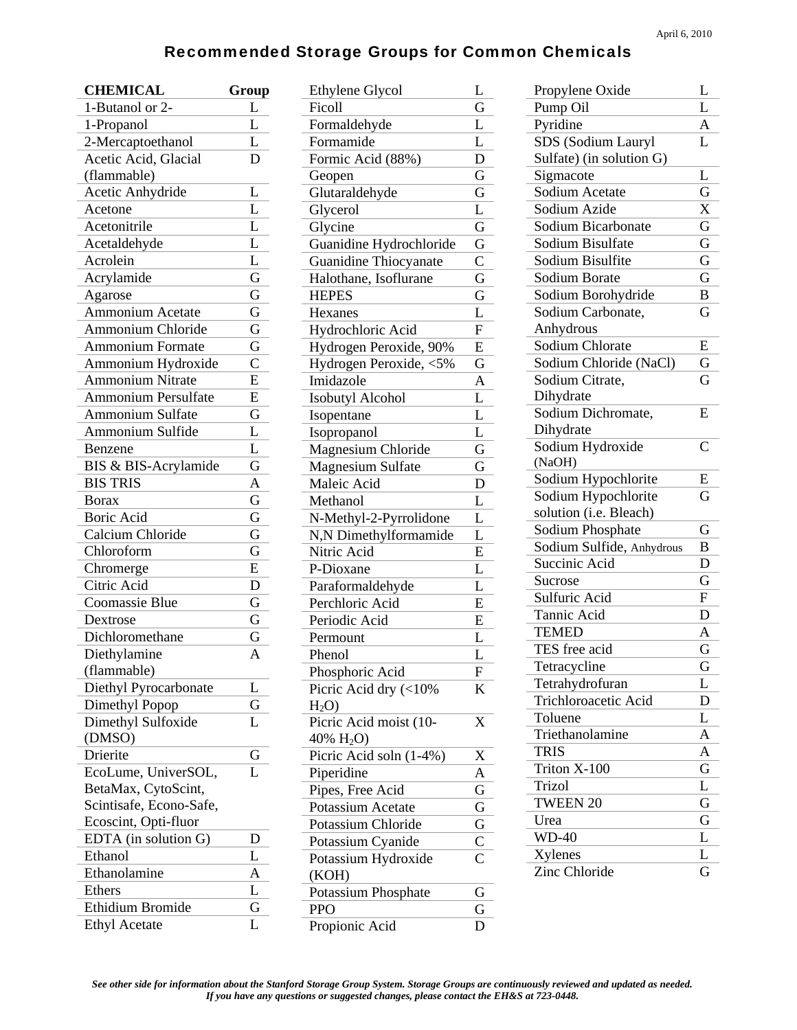April 6, 2010

# Recommended Storage Groups for Common Chemicals

| CHEMICAL | Group |
|---|---|
| 1-Butanol or 2- | L |
| 1-Propanol | L |
| 2-Mercaptoethanol | L |
| Acetic Acid, Glacial (flammable) | D |
| Acetic Anhydride | L |
| Acetone | L |
| Acetonitrile | L |
| Acetaldehyde | L |
| Acrolein | L |
| Acrylamide | G |
| Agarose | G |
| Ammonium Acetate | G |
| Ammonium Chloride | G |
| Ammonium Formate | G |
| Ammonium Hydroxide | C |
| Ammonium Nitrate | E |
| Ammonium Persulfate | E |
| Ammonium Sulfate | G |
| Ammonium Sulfide | L |
| Benzene | L |
| BIS & BIS-Acrylamide | G |
| BIS TRIS | A |
| Borax | G |
| Boric Acid | G |
| Calcium Chloride | G |
| Chloroform | G |
| Chromerge | E |
| Citric Acid | D |
| Coomassie Blue | G |
| Dextrose | G |
| Dichloromethane | G |
| Diethylamine (flammable) | A |
| Diethyl Pyrocarbonate | L |
| Dimethyl Popop | G |
| Dimethyl Sulfoxide (DMSO) | L |
| Drierite | G |
| EcoLume, UniverSOL, BetaMax, CytoScint, Scintisafe, Econo-Safe, Ecoscint, Opti-fluor | L |
| EDTA (in solution G) | D |
| Ethanol | L |
| Ethanolamine | A |
| Ethers | L |
| Ethidium Bromide | G |
| Ethyl Acetate | L |
| Ethylene Glycol | L |
| Ficoll | G |
| Formaldehyde | L |
| Formamide | L |
| Formic Acid (88%) | D |
| Geopen | G |
| Glutaraldehyde | G |
| Glycerol | L |
| Glycine | G |
| Guanidine Hydrochloride | G |
| Guanidine Thiocyanate | C |
| Halothane, Isoflurane | G |
| HEPES | G |
| Hexanes | L |
| Hydrochloric Acid | F |
| Hydrogen Peroxide, 90% | E |
| Hydrogen Peroxide, <5% | G |
| Imidazole | A |
| Isobutyl Alcohol | L |
| Isopentane | L |
| Isopropanol | L |
| Magnesium Chloride | G |
| Magnesium Sulfate | G |
| Maleic Acid | D |
| Methanol | L |
| N-Methyl-2-Pyrrolidone | L |
| N,N Dimethylformamide | L |
| Nitric Acid | E |
| P-Dioxane | L |
| Paraformaldehyde | L |
| Perchloric Acid | E |
| Periodic Acid | E |
| Permount | L |
| Phenol | L |
| Phosphoric Acid | F |
| Picric Acid dry (<10% $H_2O$) | K |
| Picric Acid moist (10-40% $H_2O$) | X |
| Picric Acid soln (1-4%) | X |
| Piperidine | A |
| Pipes, Free Acid | G |
| Potassium Acetate | G |
| Potassium Chloride | G |
| Potassium Cyanide | C |
| Potassium Hydroxide (KOH) | C |
| Potassium Phosphate | G |
| PPO | G |
| Propionic Acid | D |
| Propylene Oxide | L |
| Pump Oil | L |
| Pyridine | A |
| SDS (Sodium Lauryl Sulfate) (in solution G) | L |
| Sigmacote | L |
| Sodium Acetate | G |
| Sodium Azide | X |
| Sodium Bicarbonate | G |
| Sodium Bisulfate | G |
| Sodium Bisulfite | G |
| Sodium Borate | G |
| Sodium Borohydride | B |
| Sodium Carbonate, Anhydrous | G |
| Sodium Chlorate | E |
| Sodium Chloride (NaCl) | G |
| Sodium Citrate, Dihydrate | G |
| Sodium Dichromate, Dihydrate | E |
| Sodium Hydroxide (NaOH) | C |
| Sodium Hypochlorite | E |
| Sodium Hypochlorite solution (i.e. Bleach) | G |
| Sodium Phosphate | G |
| Sodium Sulfide, Anhydrous | B |
| Succinic Acid | D |
| Sucrose | G |
| Sulfuric Acid | F |
| Tannic Acid | D |
| TEMED | A |
| TES free acid | G |
| Tetracycline | G |
| Tetrahydrofuran | L |
| Trichloroacetic Acid | D |
| Toluene | L |
| Triethanolamine | A |
| TRIS | A |
| Triton X-100 | G |
| Trizol | L |
| TWEEN 20 | G |
| Urea | G |
| WD-40 | L |
| Xylenes | L |
| Zinc Chloride | G |

***See other side for information about the Stanford Storage Group System. Storage Groups are continuously reviewed and updated as needed. If you have any questions or suggested changes, please contact the EH&S at 723-0448.***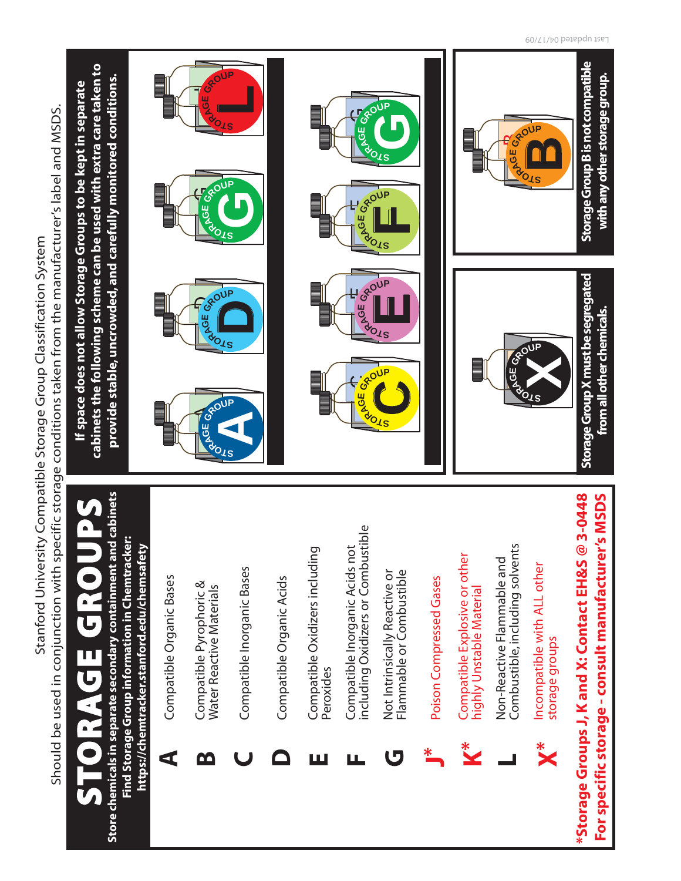Stanford University Compatible Storage Group Classification System

Should be used in conjunction with specific storage conditions taken from the manufacturer's label and MSDS.

# STORAGE GROUPS

**Store chemicals in separate secondary containment and cabinets**

**Find Storage Group information in Chemtracker:**
**https://chemtracker.stanford.edu/chemsafety**

- **A** Compatible Organic Bases
- **B** Compatible Pyrophoric & Water Reactive Materials
- **C** Compatible Inorganic Bases
- **D** Compatible Organic Acids
- **E** Compatible Oxidizers including Peroxides
- **F** Compatible Inorganic Acids not including Oxidizers or Combustible
- **G** Not Intrinsically Reactive or Flammable or Combustible
- **J*** Poison Compressed Gases
- **K*** Compatible Explosive or other highly Unstable Material
- **L** Non-Reactive Flammable and Combustible, including solvents
- **X*** Incompatible with ALL other storage groups

**\*Storage Groups J, K and X: Contact EH&S @ 3-0448**
**For specific storage - consult manufacturer's MSDS**

**If space does not allow Storage Groups to be kept in separate cabinets the following scheme can be used with extra care taken to provide stable, uncrowded, and carefully monitored conditions.**

STORAGE GROUP A | STORAGE GROUP D | STORAGE GROUP G | STORAGE GROUP L

STORAGE GROUP C | STORAGE GROUP E | STORAGE GROUP F | STORAGE GROUP G

STORAGE GROUP X

**Storage Group X must be segregated from all other chemicals.**

STORAGE GROUP B

**Storage Group B is not compatible with any other storage group.**

Last updated 04/17/09